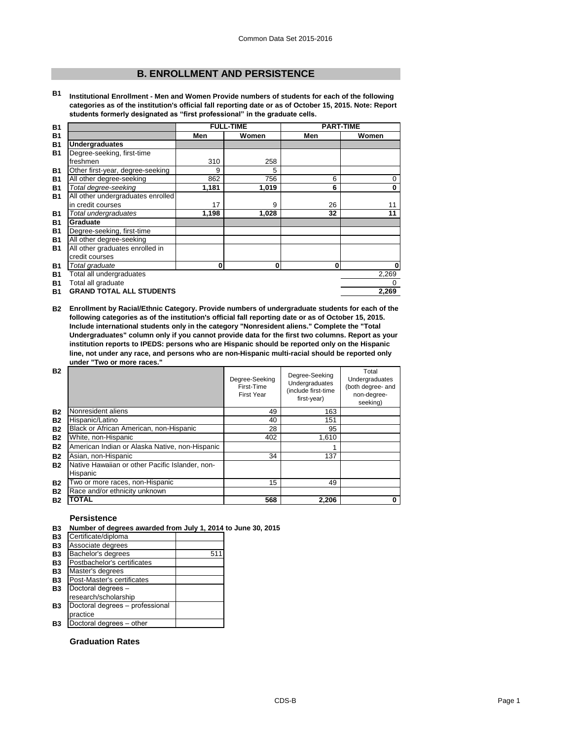## B. ENROLLMENT AND PERSISTENCE

**B1** **Institutional Enrollment - Men and Women Provide numbers of students for each of the following categories as of the institution's official fall reporting date or as of October 15, 2015. Note: Report students formerly designated as "first professional" in the graduate cells.**

| | FULL-TIME | | PART-TIME | |
|---|---|---|---|---|
| | Men | Women | Men | Women |
| **Undergraduates** | | | | |
| Degree-seeking, first-time freshmen | 310 | 258 | | |
| Other first-year, degree-seeking | 9 | 5 | | |
| All other degree-seeking | 862 | 756 | 6 | 0 |
| *Total degree-seeking* | **1,181** | **1,019** | **6** | **0** |
| All other undergraduates enrolled in credit courses | 17 | 9 | 26 | 11 |
| *Total undergraduates* | **1,198** | **1,028** | **32** | **11** |
| **Graduate** | | | | |
| Degree-seeking, first-time | | | | |
| All other degree-seeking | | | | |
| All other graduates enrolled in credit courses | | | | |
| *Total graduate* | **0** | **0** | **0** | **0** |
| Total all undergraduates | | | | 2,269 |
| Total all graduate | | | | 0 |
| **GRAND TOTAL ALL STUDENTS** | | | | **2,269** |

**B2** **Enrollment by Racial/Ethnic Category. Provide numbers of undergraduate students for each of the following categories as of the institution's official fall reporting date or as of October 15, 2015. Include international students only in the category "Nonresident aliens." Complete the "Total Undergraduates" column only if you cannot provide data for the first two columns. Report as your institution reports to IPEDS: persons who are Hispanic should be reported only on the Hispanic line, not under any race, and persons who are non-Hispanic multi-racial should be reported only under "Two or more races."**

| | Degree-Seeking First-Time First Year | Degree-Seeking Undergraduates (include first-time first-year) | Total Undergraduates (both degree- and non-degree-seeking) |
|---|---|---|---|
| Nonresident aliens | 49 | 163 | |
| Hispanic/Latino | 40 | 151 | |
| Black or African American, non-Hispanic | 28 | 95 | |
| White, non-Hispanic | 402 | 1,610 | |
| American Indian or Alaska Native, non-Hispanic | | 1 | |
| Asian, non-Hispanic | 34 | 137 | |
| Native Hawaiian or other Pacific Islander, non-Hispanic | | | |
| Two or more races, non-Hispanic | 15 | 49 | |
| Race and/or ethnicity unknown | | | |
| **TOTAL** | **568** | **2,206** | **0** |

### Persistence

**B3** **Number of degrees awarded from July 1, 2014 to June 30, 2015**

| | |
|---|---|
| Certificate/diploma | |
| Associate degrees | |
| Bachelor's degrees | 511 |
| Postbachelor's certificates | |
| Master's degrees | |
| Post-Master's certificates | |
| Doctoral degrees – research/scholarship | |
| Doctoral degrees – professional practice | |
| Doctoral degrees – other | |

### Graduation Rates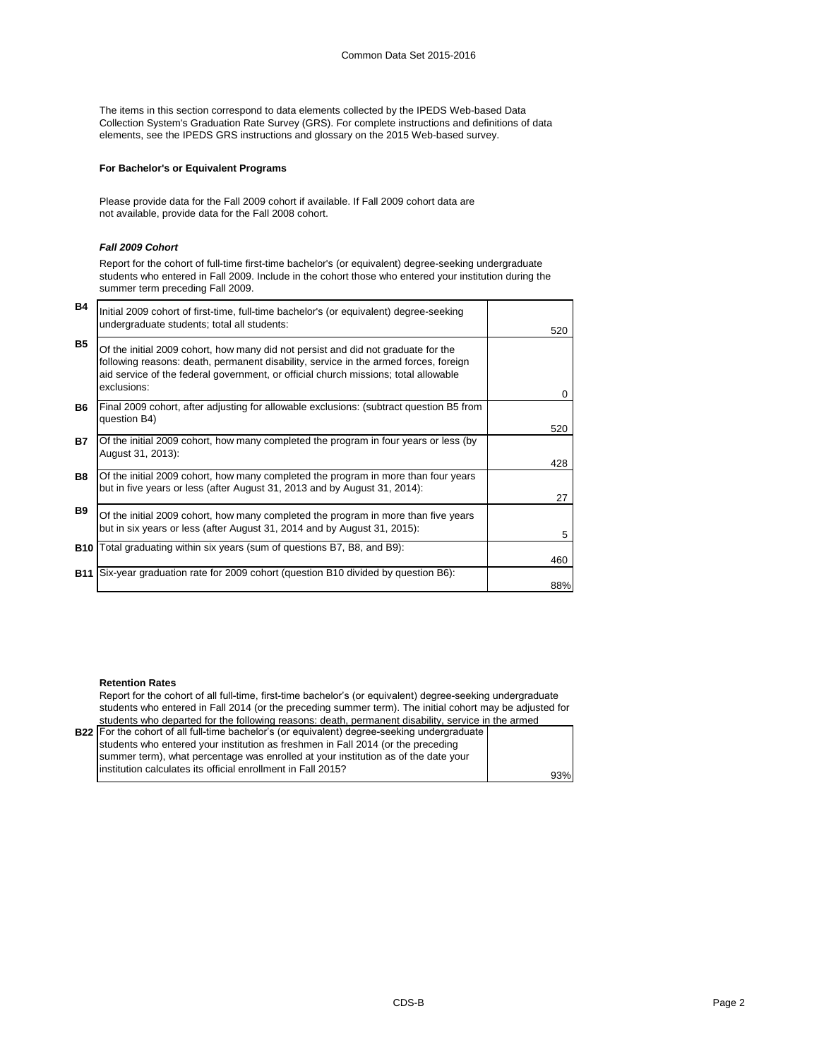The items in this section correspond to data elements collected by the IPEDS Web-based Data Collection System's Graduation Rate Survey (GRS). For complete instructions and definitions of data elements, see the IPEDS GRS instructions and glossary on the 2015 Web-based survey.

**For Bachelor's or Equivalent Programs**

Please provide data for the Fall 2009 cohort if available. If Fall 2009 cohort data are not available, provide data for the Fall 2008 cohort.

***Fall 2009 Cohort***

Report for the cohort of full-time first-time bachelor's (or equivalent) degree-seeking undergraduate students who entered in Fall 2009. Include in the cohort those who entered your institution during the summer term preceding Fall 2009.

| | | |
|---|---|---|
| **B4** | Initial 2009 cohort of first-time, full-time bachelor's (or equivalent) degree-seeking undergraduate students; total all students: | 520 |
| **B5** | Of the initial 2009 cohort, how many did not persist and did not graduate for the following reasons: death, permanent disability, service in the armed forces, foreign aid service of the federal government, or official church missions; total allowable exclusions: | 0 |
| **B6** | Final 2009 cohort, after adjusting for allowable exclusions: (subtract question B5 from question B4) | 520 |
| **B7** | Of the initial 2009 cohort, how many completed the program in four years or less (by August 31, 2013): | 428 |
| **B8** | Of the initial 2009 cohort, how many completed the program in more than four years but in five years or less (after August 31, 2013 and by August 31, 2014): | 27 |
| **B9** | Of the initial 2009 cohort, how many completed the program in more than five years but in six years or less (after August 31, 2014 and by August 31, 2015): | 5 |
| **B10** | Total graduating within six years (sum of questions B7, B8, and B9): | 460 |
| **B11** | Six-year graduation rate for 2009 cohort (question B10 divided by question B6): | 88% |

**Retention Rates**

Report for the cohort of all full-time, first-time bachelor's (or equivalent) degree-seeking undergraduate students who entered in Fall 2014 (or the preceding summer term). The initial cohort may be adjusted for students who departed for the following reasons: death, permanent disability, service in the armed

| | | |
|---|---|---|
| **B22** | For the cohort of all full-time bachelor's (or equivalent) degree-seeking undergraduate students who entered your institution as freshmen in Fall 2014 (or the preceding summer term), what percentage was enrolled at your institution as of the date your institution calculates its official enrollment in Fall 2015? | 93% |